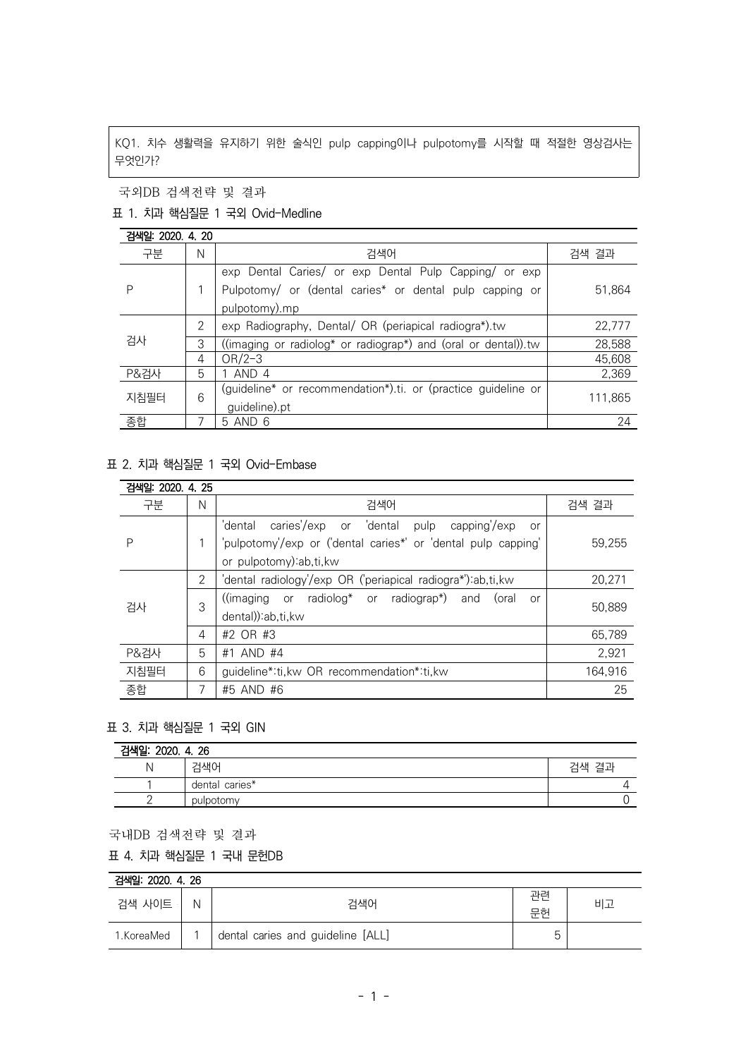KQ1. 치수 생활력을 유지하기 위한 술식인 pulp capping이나 pulpotomy를 시작할 때 적절한 영상검사는 무엇인가?

국외DB 검색전략 및 결과

표 1. 치과 핵심질문 1 국외 Ovid-Medline

검색일: 2020. 4. 20

| 구분 | N | 검색어 | 검색 결과 |
|---|---|---|---|
| P | 1 | exp Dental Caries/ or exp Dental Pulp Capping/ or exp Pulpotomy/ or (dental caries* or dental pulp capping or pulpotomy).mp | 51,864 |
| 검사 | 2 | exp Radiography, Dental/ OR (periapical radiogra*).tw | 22,777 |
| | 3 | ((imaging or radiolog* or radiograp*) and (oral or dental)).tw | 28,588 |
| | 4 | OR/2-3 | 45,608 |
| P&검사 | 5 | 1 AND 4 | 2,369 |
| 지침필터 | 6 | (guideline* or recommendation*).ti. or (practice guideline or guideline).pt | 111,865 |
| 종합 | 7 | 5 AND 6 | 24 |

표 2. 치과 핵심질문 1 국외 Ovid-Embase

검색일: 2020. 4. 25

| 구분 | N | 검색어 | 검색 결과 |
|---|---|---|---|
| P | 1 | 'dental caries'/exp or 'dental pulp capping'/exp or 'pulpotomy'/exp or ('dental caries*' or 'dental pulp capping' or pulpotomy):ab,ti,kw | 59,255 |
| 검사 | 2 | 'dental radiology'/exp OR ('periapical radiogra*'):ab,ti,kw | 20,271 |
| | 3 | ((imaging or radiolog* or radiograp*) and (oral or dental)):ab,ti,kw | 50,889 |
| | 4 | #2 OR #3 | 65,789 |
| P&검사 | 5 | #1 AND #4 | 2,921 |
| 지침필터 | 6 | guideline*:ti,kw OR recommendation*:ti,kw | 164,916 |
| 종합 | 7 | #5 AND #6 | 25 |

표 3. 치과 핵심질문 1 국외 GIN

검색일: 2020. 4. 26

| N | 검색어 | 검색 결과 |
|---|---|---|
| 1 | dental caries* | 4 |
| 2 | pulpotomy | 0 |

국내DB 검색전략 및 결과

표 4. 치과 핵심질문 1 국내 문헌DB

검색일: 2020. 4. 26

| 검색 사이트 | N | 검색어 | 관련 문헌 | 비고 |
|---|---|---|---|---|
| 1.KoreaMed | 1 | dental caries and guideline [ALL] | 5 | |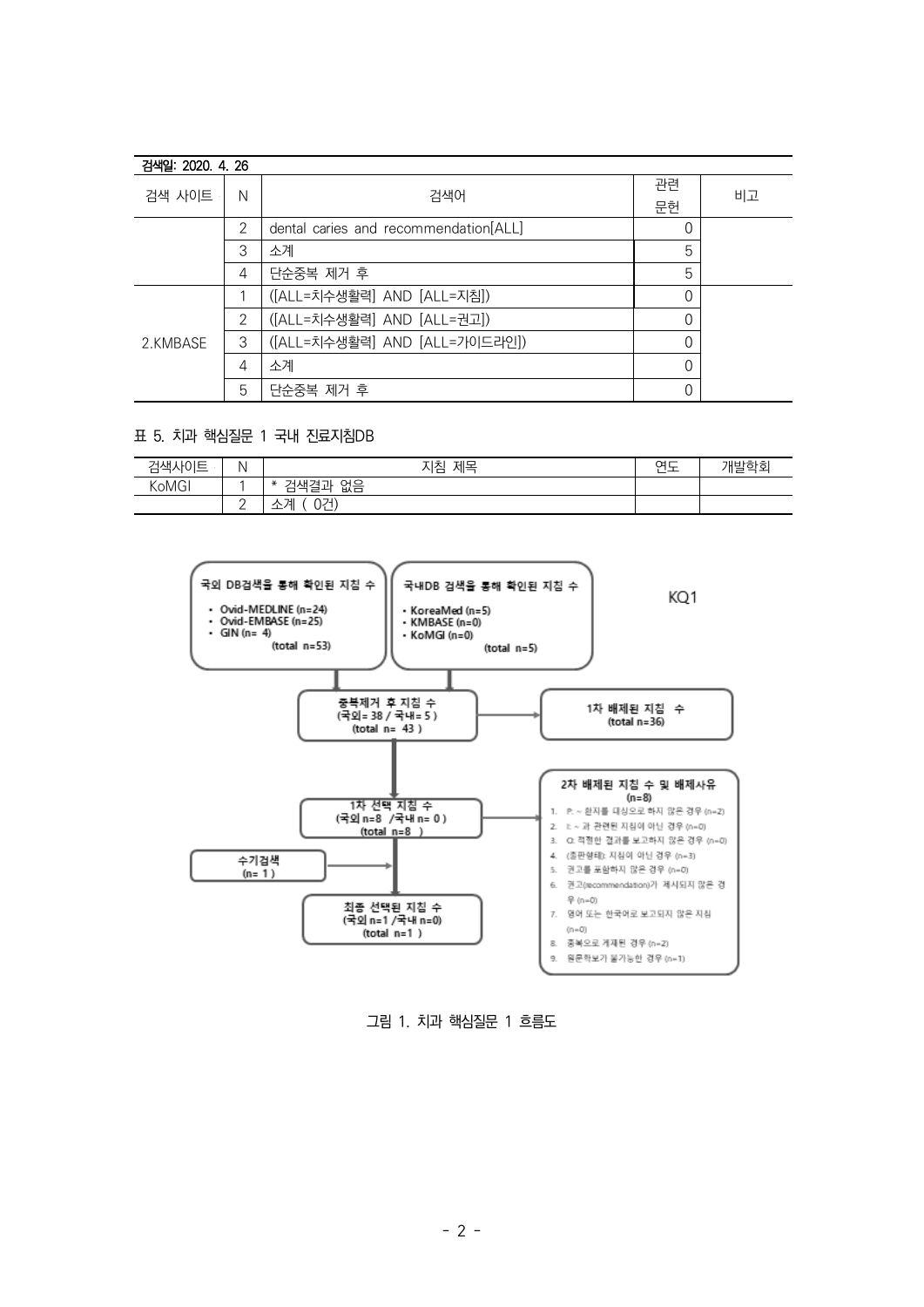검색일: 2020. 4. 26

| 검색 사이트 | N | 검색어 | 관련 문헌 | 비고 |
|---|---|---|---|---|
| | 2 | dental caries and recommendation[ALL] | 0 | |
| | 3 | 소계 | 5 | |
| | 4 | 단순중복 제거 후 | 5 | |
| 2.KMBASE | 1 | ([ALL=치수생활력] AND [ALL=지침]) | 0 | |
| | 2 | ([ALL=치수생활력] AND [ALL=권고]) | 0 | |
| | 3 | ([ALL=치수생활력] AND [ALL=가이드라인]) | 0 | |
| | 4 | 소계 | 0 | |
| | 5 | 단순중복 제거 후 | 0 | |

표 5. 치과 핵심질문 1 국내 진료지침DB

| 검색사이트 | N | 지침 제목 | 연도 | 개발학회 |
|---|---|---|---|---|
| KoMGI | 1 | * 검색결과 없음 | | |
| | 2 | 소계 ( 0건) | | |

KQ1

국외 DB검색을 통해 확인된 지침 수
- Ovid-MEDLINE (n=24)
- Ovid-EMBASE (n=25)
- GIN (n= 4)
(total n=53)

국내DB 검색을 통해 확인된 지침 수
- KoreaMed (n=5)
- KMBASE (n=0)
- KoMGI (n=0)
(total n=5)

중복제거 후 지침 수
(국외= 38 / 국내= 5 )
(total n= 43 )

1차 배제된 지침 수
(total n=36)

1차 선택 지침 수
(국외 n=8 /국내 n= 0 )
(total n=8 )

2차 배제된 지침 수 및 배제사유
(n=8)
1. P: ~ 환자를 대상으로 하지 않은 경우 (n=2)
2. I: ~ 과 관련된 지침이 아닌 경우 (n=0)
3. O: 적절한 결과를 보고하지 않은 경우 (n=0)
4. (출판형태): 지침이 아닌 경우 (n=3)
5. 권고를 포함하지 않은 경우 (n=0)
6. 권고(recommendation)가 제시되지 않은 경우 (n=0)
7. 영어 또는 한국어로 보고되지 않은 지침 (n=0)
8. 중복으로 게재된 경우 (n=2)
9. 원문확보가 불가능한 경우 (n=1)

수기검색
(n= 1 )

최종 선택된 지침 수
(국외 n=1 /국내 n=0)
(total n=1 )

그림 1. 치과 핵심질문 1 흐름도